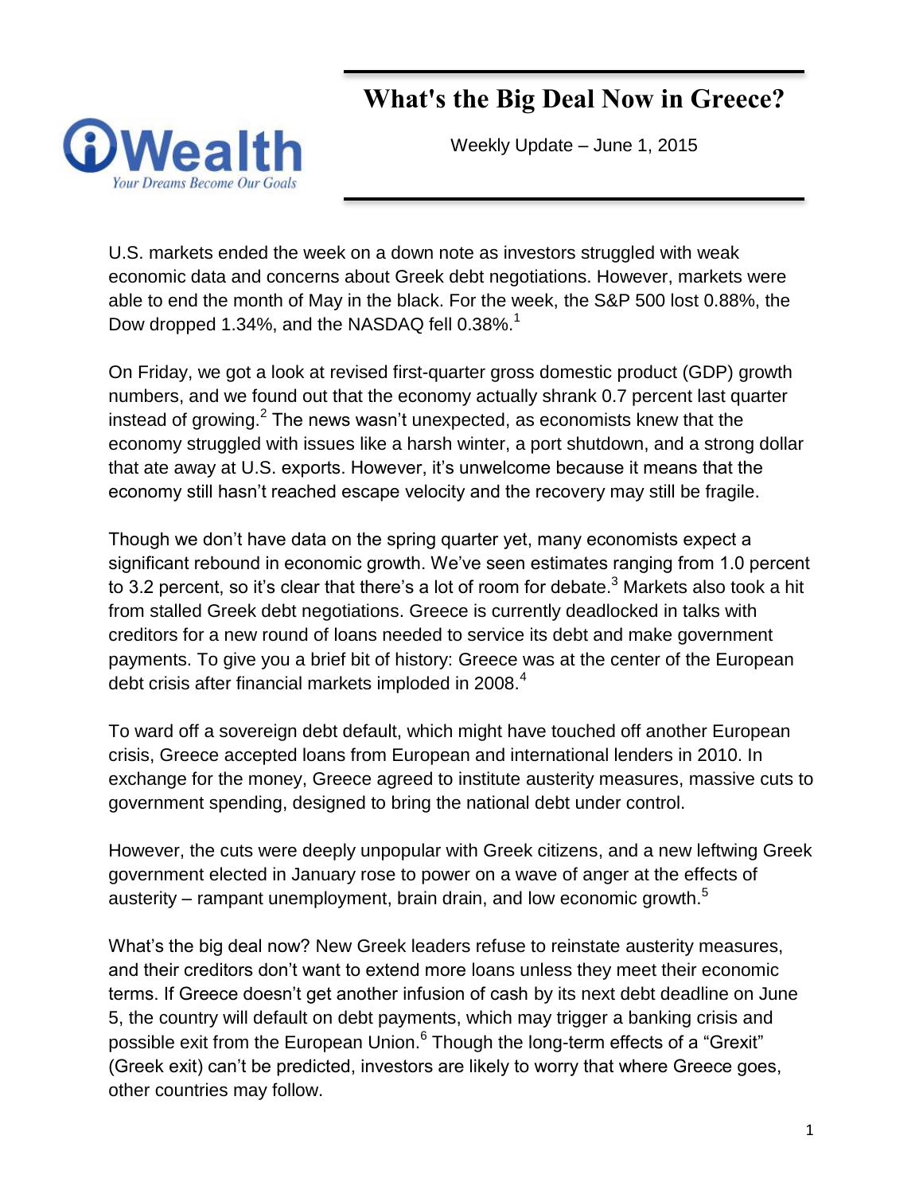iWealth

*Your Dreams Become Our Goals*

# What's the Big Deal Now in Greece?

Weekly Update – June 1, 2015

U.S. markets ended the week on a down note as investors struggled with weak economic data and concerns about Greek debt negotiations. However, markets were able to end the month of May in the black. For the week, the S&P 500 lost 0.88%, the Dow dropped 1.34%, and the NASDAQ fell 0.38%.[1]

On Friday, we got a look at revised first-quarter gross domestic product (GDP) growth numbers, and we found out that the economy actually shrank 0.7 percent last quarter instead of growing.[2] The news wasn't unexpected, as economists knew that the economy struggled with issues like a harsh winter, a port shutdown, and a strong dollar that ate away at U.S. exports. However, it's unwelcome because it means that the economy still hasn't reached escape velocity and the recovery may still be fragile.

Though we don't have data on the spring quarter yet, many economists expect a significant rebound in economic growth. We've seen estimates ranging from 1.0 percent to 3.2 percent, so it's clear that there's a lot of room for debate.[3] Markets also took a hit from stalled Greek debt negotiations. Greece is currently deadlocked in talks with creditors for a new round of loans needed to service its debt and make government payments. To give you a brief bit of history: Greece was at the center of the European debt crisis after financial markets imploded in 2008.[4]

To ward off a sovereign debt default, which might have touched off another European crisis, Greece accepted loans from European and international lenders in 2010. In exchange for the money, Greece agreed to institute austerity measures, massive cuts to government spending, designed to bring the national debt under control.

However, the cuts were deeply unpopular with Greek citizens, and a new leftwing Greek government elected in January rose to power on a wave of anger at the effects of austerity – rampant unemployment, brain drain, and low economic growth.[5]

What's the big deal now? New Greek leaders refuse to reinstate austerity measures, and their creditors don't want to extend more loans unless they meet their economic terms. If Greece doesn't get another infusion of cash by its next debt deadline on June 5, the country will default on debt payments, which may trigger a banking crisis and possible exit from the European Union.[6] Though the long-term effects of a "Grexit" (Greek exit) can't be predicted, investors are likely to worry that where Greece goes, other countries may follow.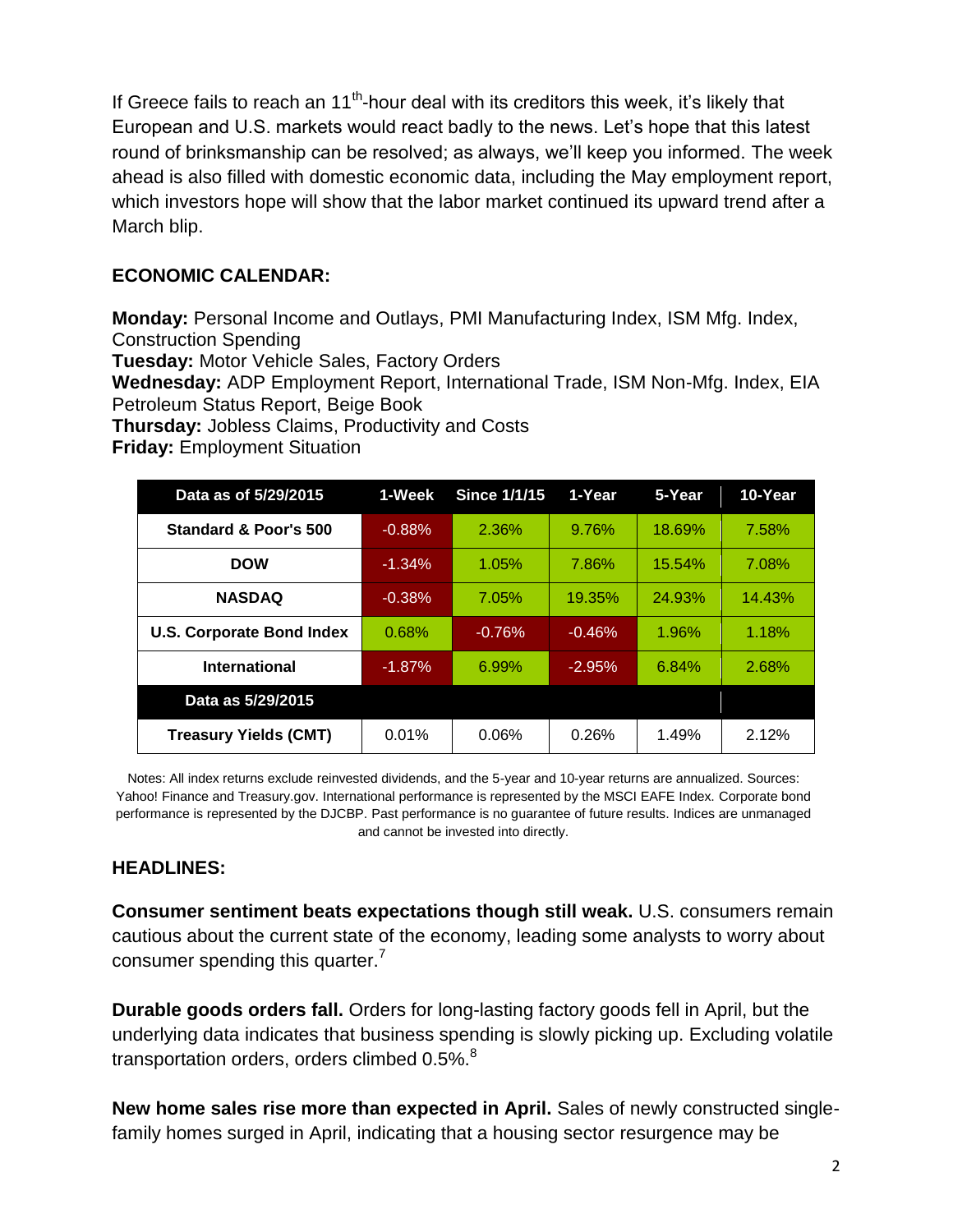If Greece fails to reach an 11th-hour deal with its creditors this week, it's likely that European and U.S. markets would react badly to the news. Let's hope that this latest round of brinksmanship can be resolved; as always, we'll keep you informed. The week ahead is also filled with domestic economic data, including the May employment report, which investors hope will show that the labor market continued its upward trend after a March blip.

## ECONOMIC CALENDAR:

**Monday:** Personal Income and Outlays, PMI Manufacturing Index, ISM Mfg. Index, Construction Spending
**Tuesday:** Motor Vehicle Sales, Factory Orders
**Wednesday:** ADP Employment Report, International Trade, ISM Non-Mfg. Index, EIA Petroleum Status Report, Beige Book
**Thursday:** Jobless Claims, Productivity and Costs
**Friday:** Employment Situation

| Data as of 5/29/2015 | 1-Week | Since 1/1/15 | 1-Year | 5-Year | 10-Year |
|---|---|---|---|---|---|
| Standard & Poor's 500 | -0.88% | 2.36% | 9.76% | 18.69% | 7.58% |
| DOW | -1.34% | 1.05% | 7.86% | 15.54% | 7.08% |
| NASDAQ | -0.38% | 7.05% | 19.35% | 24.93% | 14.43% |
| U.S. Corporate Bond Index | 0.68% | -0.76% | -0.46% | 1.96% | 1.18% |
| International | -1.87% | 6.99% | -2.95% | 6.84% | 2.68% |
| **Data as 5/29/2015** | | | | | |
| Treasury Yields (CMT) | 0.01% | 0.06% | 0.26% | 1.49% | 2.12% |

Notes: All index returns exclude reinvested dividends, and the 5-year and 10-year returns are annualized. Sources: Yahoo! Finance and Treasury.gov. International performance is represented by the MSCI EAFE Index. Corporate bond performance is represented by the DJCBP. Past performance is no guarantee of future results. Indices are unmanaged and cannot be invested into directly.

## HEADLINES:

**Consumer sentiment beats expectations though still weak.** U.S. consumers remain cautious about the current state of the economy, leading some analysts to worry about consumer spending this quarter.[7]

**Durable goods orders fall.** Orders for long-lasting factory goods fell in April, but the underlying data indicates that business spending is slowly picking up. Excluding volatile transportation orders, orders climbed 0.5%.[8]

**New home sales rise more than expected in April.** Sales of newly constructed single-family homes surged in April, indicating that a housing sector resurgence may be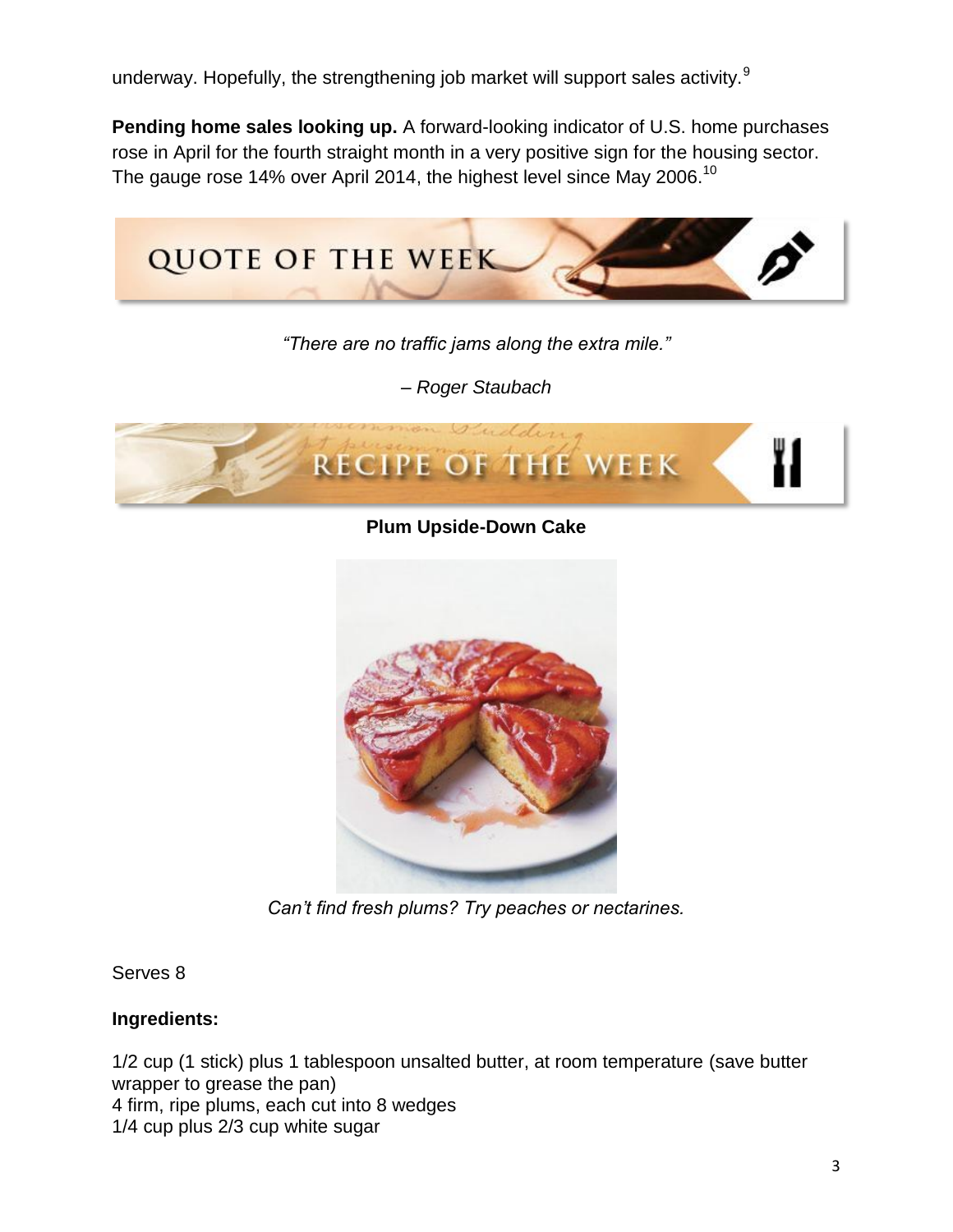underway. Hopefully, the strengthening job market will support sales activity.[9]

**Pending home sales looking up.** A forward-looking indicator of U.S. home purchases rose in April for the fourth straight month in a very positive sign for the housing sector. The gauge rose 14% over April 2014, the highest level since May 2006.[10]

## QUOTE OF THE WEEK

*"There are no traffic jams along the extra mile."*

*– Roger Staubach*

## RECIPE OF THE WEEK

**Plum Upside-Down Cake**

*Can't find fresh plums? Try peaches or nectarines.*

Serves 8

**Ingredients:**

1/2 cup (1 stick) plus 1 tablespoon unsalted butter, at room temperature (save butter wrapper to grease the pan)
4 firm, ripe plums, each cut into 8 wedges
1/4 cup plus 2/3 cup white sugar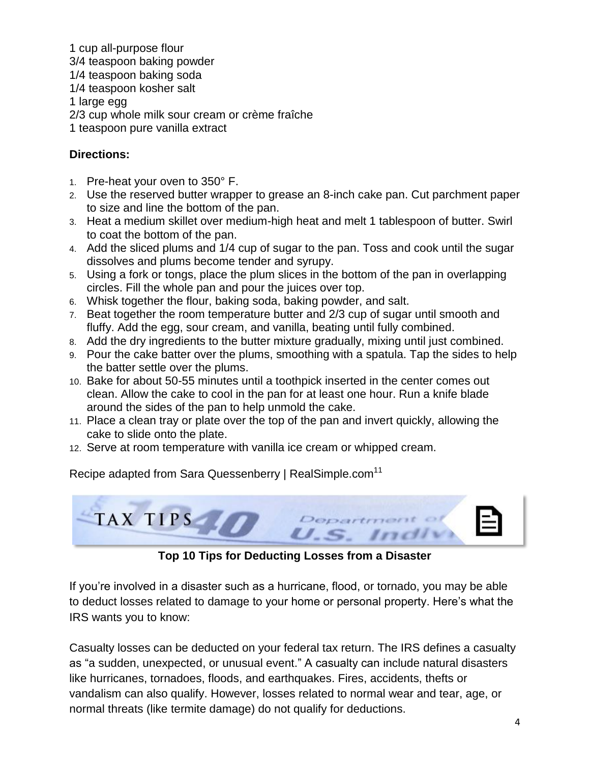1 cup all-purpose flour
3/4 teaspoon baking powder
1/4 teaspoon baking soda
1/4 teaspoon kosher salt
1 large egg
2/3 cup whole milk sour cream or crème fraîche
1 teaspoon pure vanilla extract

**Directions:**

1. Pre-heat your oven to 350° F.
2. Use the reserved butter wrapper to grease an 8-inch cake pan. Cut parchment paper to size and line the bottom of the pan.
3. Heat a medium skillet over medium-high heat and melt 1 tablespoon of butter. Swirl to coat the bottom of the pan.
4. Add the sliced plums and 1/4 cup of sugar to the pan. Toss and cook until the sugar dissolves and plums become tender and syrupy.
5. Using a fork or tongs, place the plum slices in the bottom of the pan in overlapping circles. Fill the whole pan and pour the juices over top.
6. Whisk together the flour, baking soda, baking powder, and salt.
7. Beat together the room temperature butter and 2/3 cup of sugar until smooth and fluffy. Add the egg, sour cream, and vanilla, beating until fully combined.
8. Add the dry ingredients to the butter mixture gradually, mixing until just combined.
9. Pour the cake batter over the plums, smoothing with a spatula. Tap the sides to help the batter settle over the plums.
10. Bake for about 50-55 minutes until a toothpick inserted in the center comes out clean. Allow the cake to cool in the pan for at least one hour. Run a knife blade around the sides of the pan to help unmold the cake.
11. Place a clean tray or plate over the top of the pan and invert quickly, allowing the cake to slide onto the plate.
12. Serve at room temperature with vanilla ice cream or whipped cream.

Recipe adapted from Sara Quessenberry | RealSimple.com[11]

TAX TIPS

**Top 10 Tips for Deducting Losses from a Disaster**

If you're involved in a disaster such as a hurricane, flood, or tornado, you may be able to deduct losses related to damage to your home or personal property. Here's what the IRS wants you to know:

Casualty losses can be deducted on your federal tax return. The IRS defines a casualty as "a sudden, unexpected, or unusual event." A casualty can include natural disasters like hurricanes, tornadoes, floods, and earthquakes. Fires, accidents, thefts or vandalism can also qualify. However, losses related to normal wear and tear, age, or normal threats (like termite damage) do not qualify for deductions.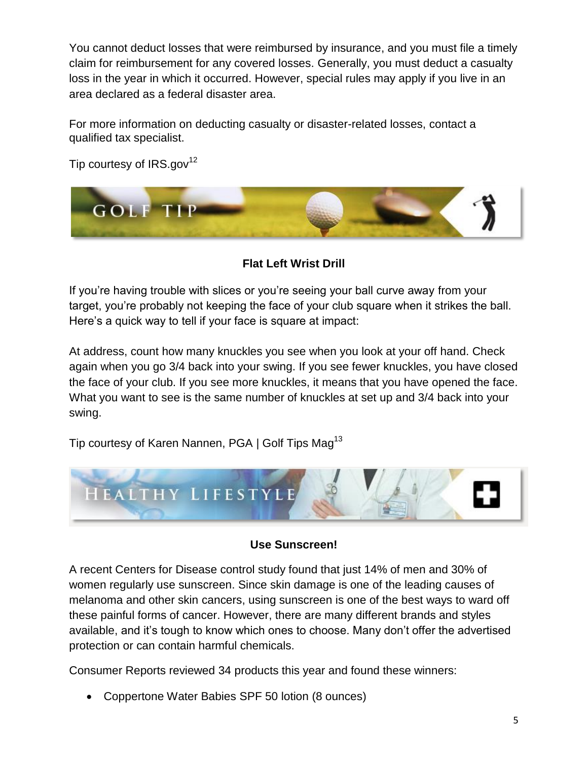You cannot deduct losses that were reimbursed by insurance, and you must file a timely claim for reimbursement for any covered losses. Generally, you must deduct a casualty loss in the year in which it occurred. However, special rules may apply if you live in an area declared as a federal disaster area.

For more information on deducting casualty or disaster-related losses, contact a qualified tax specialist.

Tip courtesy of IRS.gov[12]

## GOLF TIP

### Flat Left Wrist Drill

If you're having trouble with slices or you're seeing your ball curve away from your target, you're probably not keeping the face of your club square when it strikes the ball. Here's a quick way to tell if your face is square at impact:

At address, count how many knuckles you see when you look at your off hand. Check again when you go 3/4 back into your swing. If you see fewer knuckles, you have closed the face of your club. If you see more knuckles, it means that you have opened the face. What you want to see is the same number of knuckles at set up and 3/4 back into your swing.

Tip courtesy of Karen Nannen, PGA | Golf Tips Mag[13]

## HEALTHY LIFESTYLE

### Use Sunscreen!

A recent Centers for Disease control study found that just 14% of men and 30% of women regularly use sunscreen. Since skin damage is one of the leading causes of melanoma and other skin cancers, using sunscreen is one of the best ways to ward off these painful forms of cancer. However, there are many different brands and styles available, and it's tough to know which ones to choose. Many don't offer the advertised protection or can contain harmful chemicals.

Consumer Reports reviewed 34 products this year and found these winners:

- Coppertone Water Babies SPF 50 lotion (8 ounces)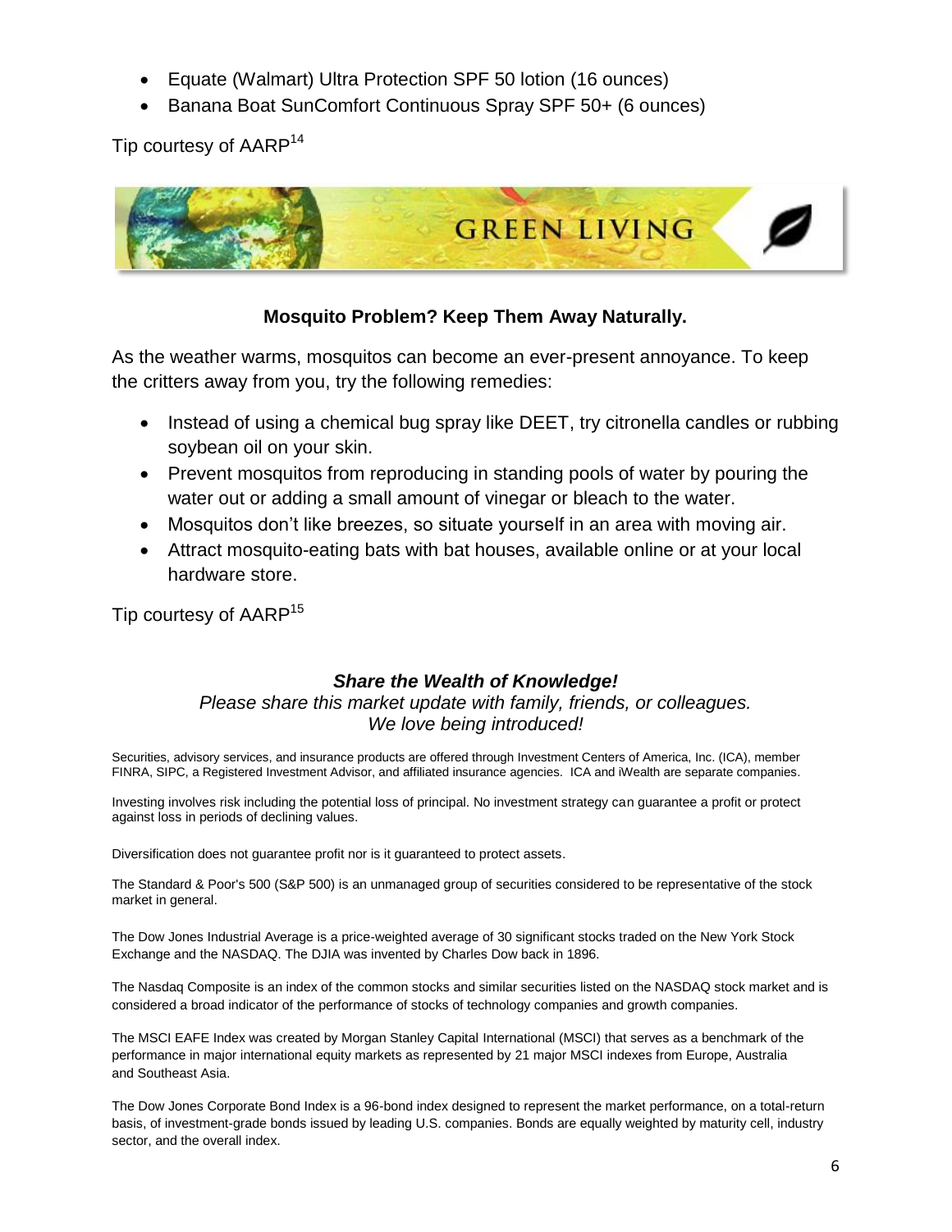- Equate (Walmart) Ultra Protection SPF 50 lotion (16 ounces)
- Banana Boat SunComfort Continuous Spray SPF 50+ (6 ounces)

Tip courtesy of AARP[14]

## GREEN LIVING

### Mosquito Problem? Keep Them Away Naturally.

As the weather warms, mosquitos can become an ever-present annoyance. To keep the critters away from you, try the following remedies:

- Instead of using a chemical bug spray like DEET, try citronella candles or rubbing soybean oil on your skin.
- Prevent mosquitos from reproducing in standing pools of water by pouring the water out or adding a small amount of vinegar or bleach to the water.
- Mosquitos don't like breezes, so situate yourself in an area with moving air.
- Attract mosquito-eating bats with bat houses, available online or at your local hardware store.

Tip courtesy of AARP[15]

***Share the Wealth of Knowledge!***

*Please share this market update with family, friends, or colleagues.*
*We love being introduced!*

Securities, advisory services, and insurance products are offered through Investment Centers of America, Inc. (ICA), member FINRA, SIPC, a Registered Investment Advisor, and affiliated insurance agencies. ICA and iWealth are separate companies.

Investing involves risk including the potential loss of principal. No investment strategy can guarantee a profit or protect against loss in periods of declining values.

Diversification does not guarantee profit nor is it guaranteed to protect assets.

The Standard & Poor's 500 (S&P 500) is an unmanaged group of securities considered to be representative of the stock market in general.

The Dow Jones Industrial Average is a price-weighted average of 30 significant stocks traded on the New York Stock Exchange and the NASDAQ. The DJIA was invented by Charles Dow back in 1896.

The Nasdaq Composite is an index of the common stocks and similar securities listed on the NASDAQ stock market and is considered a broad indicator of the performance of stocks of technology companies and growth companies.

The MSCI EAFE Index was created by Morgan Stanley Capital International (MSCI) that serves as a benchmark of the performance in major international equity markets as represented by 21 major MSCI indexes from Europe, Australia and Southeast Asia.

The Dow Jones Corporate Bond Index is a 96-bond index designed to represent the market performance, on a total-return basis, of investment-grade bonds issued by leading U.S. companies. Bonds are equally weighted by maturity cell, industry sector, and the overall index.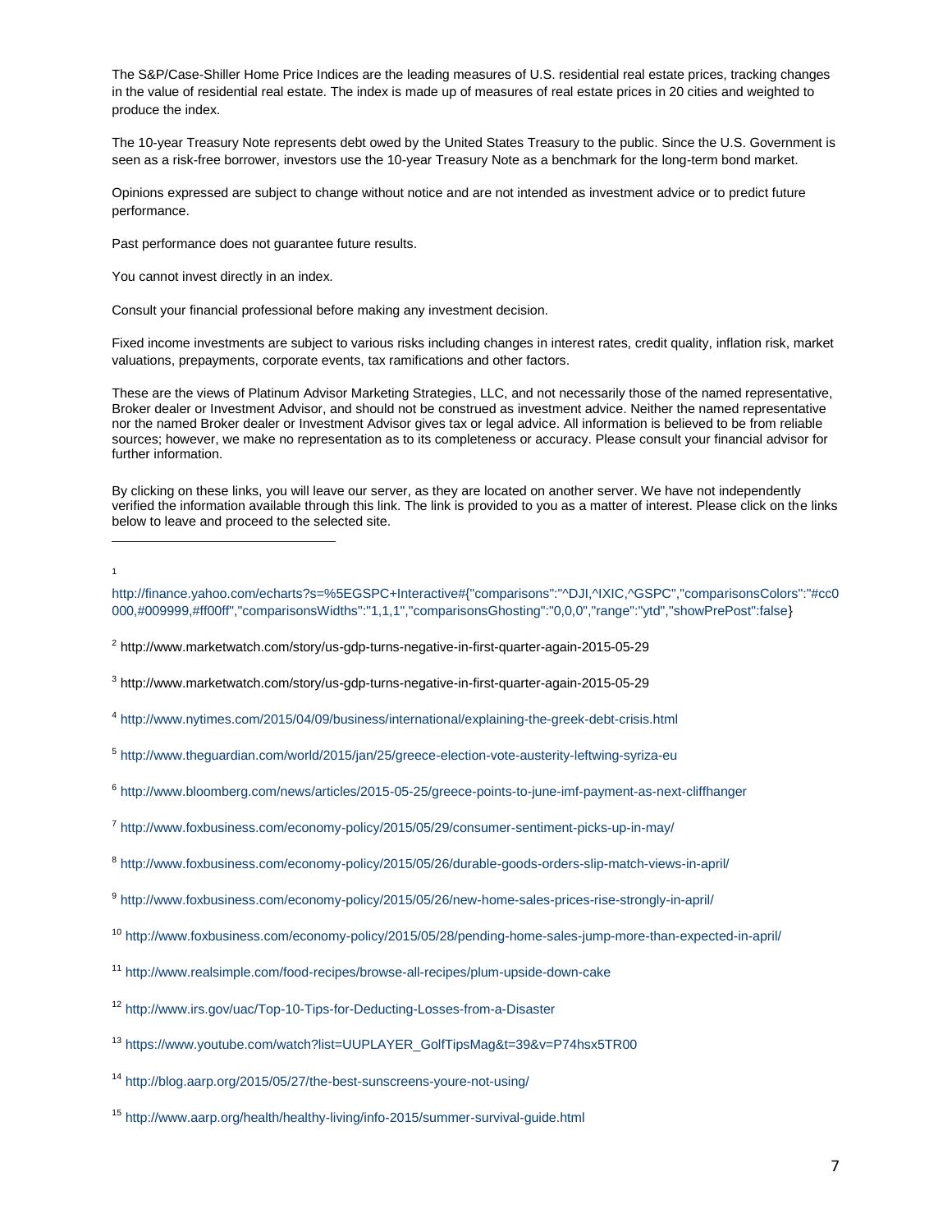The S&P/Case-Shiller Home Price Indices are the leading measures of U.S. residential real estate prices, tracking changes in the value of residential real estate. The index is made up of measures of real estate prices in 20 cities and weighted to produce the index.

The 10-year Treasury Note represents debt owed by the United States Treasury to the public. Since the U.S. Government is seen as a risk-free borrower, investors use the 10-year Treasury Note as a benchmark for the long-term bond market.

Opinions expressed are subject to change without notice and are not intended as investment advice or to predict future performance.

Past performance does not guarantee future results.

You cannot invest directly in an index.

Consult your financial professional before making any investment decision.

Fixed income investments are subject to various risks including changes in interest rates, credit quality, inflation risk, market valuations, prepayments, corporate events, tax ramifications and other factors.

These are the views of Platinum Advisor Marketing Strategies, LLC, and not necessarily those of the named representative, Broker dealer or Investment Advisor, and should not be construed as investment advice. Neither the named representative nor the named Broker dealer or Investment Advisor gives tax or legal advice. All information is believed to be from reliable sources; however, we make no representation as to its completeness or accuracy. Please consult your financial advisor for further information.

By clicking on these links, you will leave our server, as they are located on another server. We have not independently verified the information available through this link. The link is provided to you as a matter of interest. Please click on the links below to leave and proceed to the selected site.

---

[1] http://finance.yahoo.com/echarts?s=%5EGSPC+Interactive#{"comparisons":"^DJI,^IXIC,^GSPC","comparisonsColors":"#cc0000,#009999,#ff00ff","comparisonsWidths":"1,1,1","comparisonsGhosting":"0,0,0","range":"ytd","showPrePost":false}

[2] http://www.marketwatch.com/story/us-gdp-turns-negative-in-first-quarter-again-2015-05-29

[3] http://www.marketwatch.com/story/us-gdp-turns-negative-in-first-quarter-again-2015-05-29

[4] http://www.nytimes.com/2015/04/09/business/international/explaining-the-greek-debt-crisis.html

[5] http://www.theguardian.com/world/2015/jan/25/greece-election-vote-austerity-leftwing-syriza-eu

[6] http://www.bloomberg.com/news/articles/2015-05-25/greece-points-to-june-imf-payment-as-next-cliffhanger

[7] http://www.foxbusiness.com/economy-policy/2015/05/29/consumer-sentiment-picks-up-in-may/

[8] http://www.foxbusiness.com/economy-policy/2015/05/26/durable-goods-orders-slip-match-views-in-april/

[9] http://www.foxbusiness.com/economy-policy/2015/05/26/new-home-sales-prices-rise-strongly-in-april/

[10] http://www.foxbusiness.com/economy-policy/2015/05/28/pending-home-sales-jump-more-than-expected-in-april/

[11] http://www.realsimple.com/food-recipes/browse-all-recipes/plum-upside-down-cake

[12] http://www.irs.gov/uac/Top-10-Tips-for-Deducting-Losses-from-a-Disaster

[13] https://www.youtube.com/watch?list=UUPLAYER_GolfTipsMag&t=39&v=P74hsx5TR00

[14] http://blog.aarp.org/2015/05/27/the-best-sunscreens-youre-not-using/

[15] http://www.aarp.org/health/healthy-living/info-2015/summer-survival-guide.html